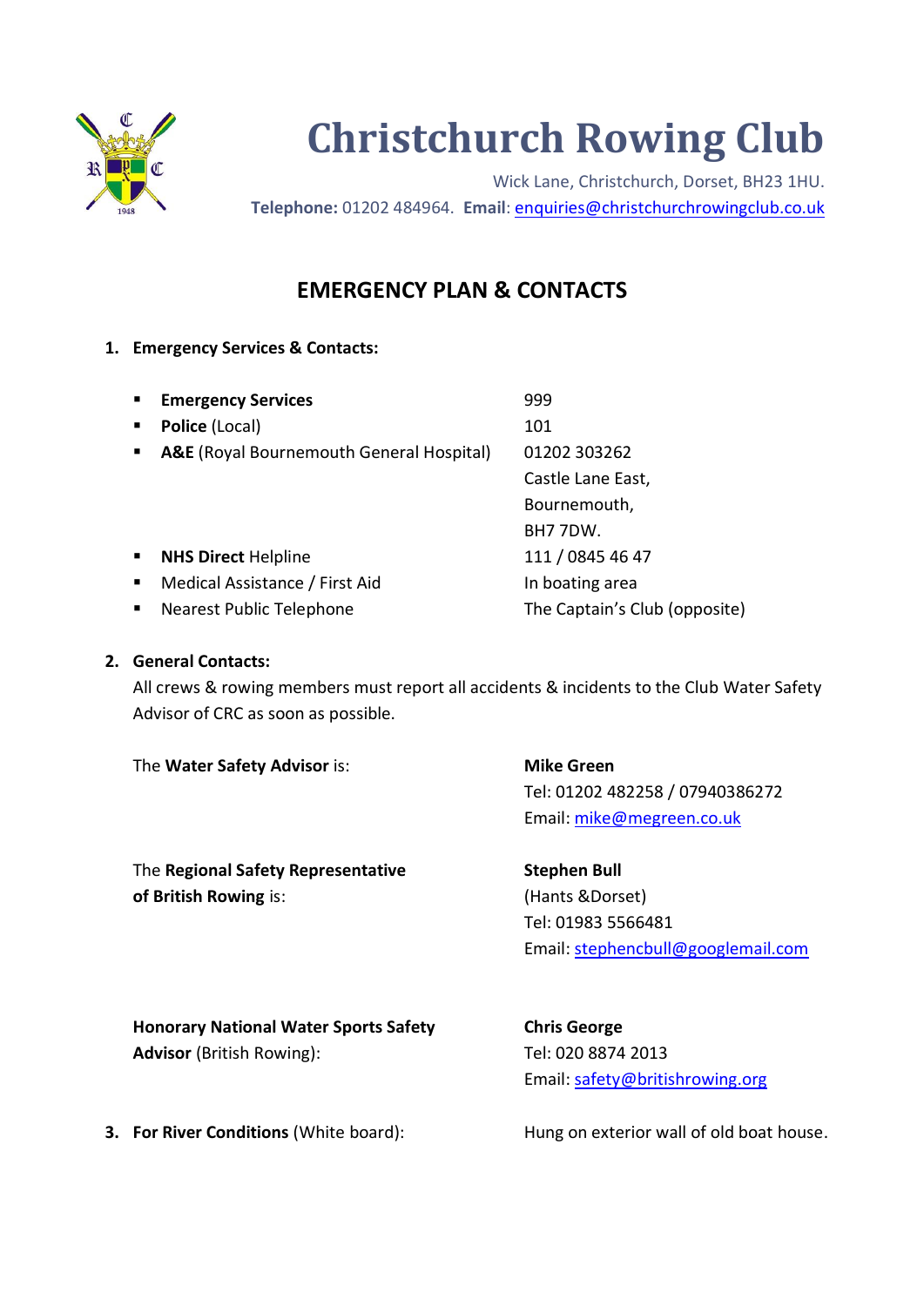# Christchurch Rowing Club

Wick Lane, Christchurch, Dorset, BH23 1HU.
**Telephone:** 01202 484964. **Email**: enquiries@christchurchrowingclub.co.uk

## EMERGENCY PLAN & CONTACTS

### 1. Emergency Services & Contacts:

| | |
|---|---|
| **Emergency Services** | 999 |
| **Police** (Local) | 101 |
| **A&E** (Royal Bournemouth General Hospital) | 01202 303262<br>Castle Lane East,<br>Bournemouth,<br>BH7 7DW. |
| **NHS Direct** Helpline | 111 / 0845 46 47 |
| Medical Assistance / First Aid | In boating area |
| Nearest Public Telephone | The Captain's Club (opposite) |

### 2. General Contacts:

All crews & rowing members must report all accidents & incidents to the Club Water Safety Advisor of CRC as soon as possible.

The **Water Safety Advisor** is:

**Mike Green**
Tel: 01202 482258 / 07940386272
Email: mike@megreen.co.uk

The **Regional Safety Representative of British Rowing** is:

**Stephen Bull**
(Hants &Dorset)
Tel: 01983 5566481
Email: stephencbull@googlemail.com

**Honorary National Water Sports Safety Advisor** (British Rowing):

**Chris George**
Tel: 020 8874 2013
Email: safety@britishrowing.org

### 3. For River Conditions (White board):

Hung on exterior wall of old boat house.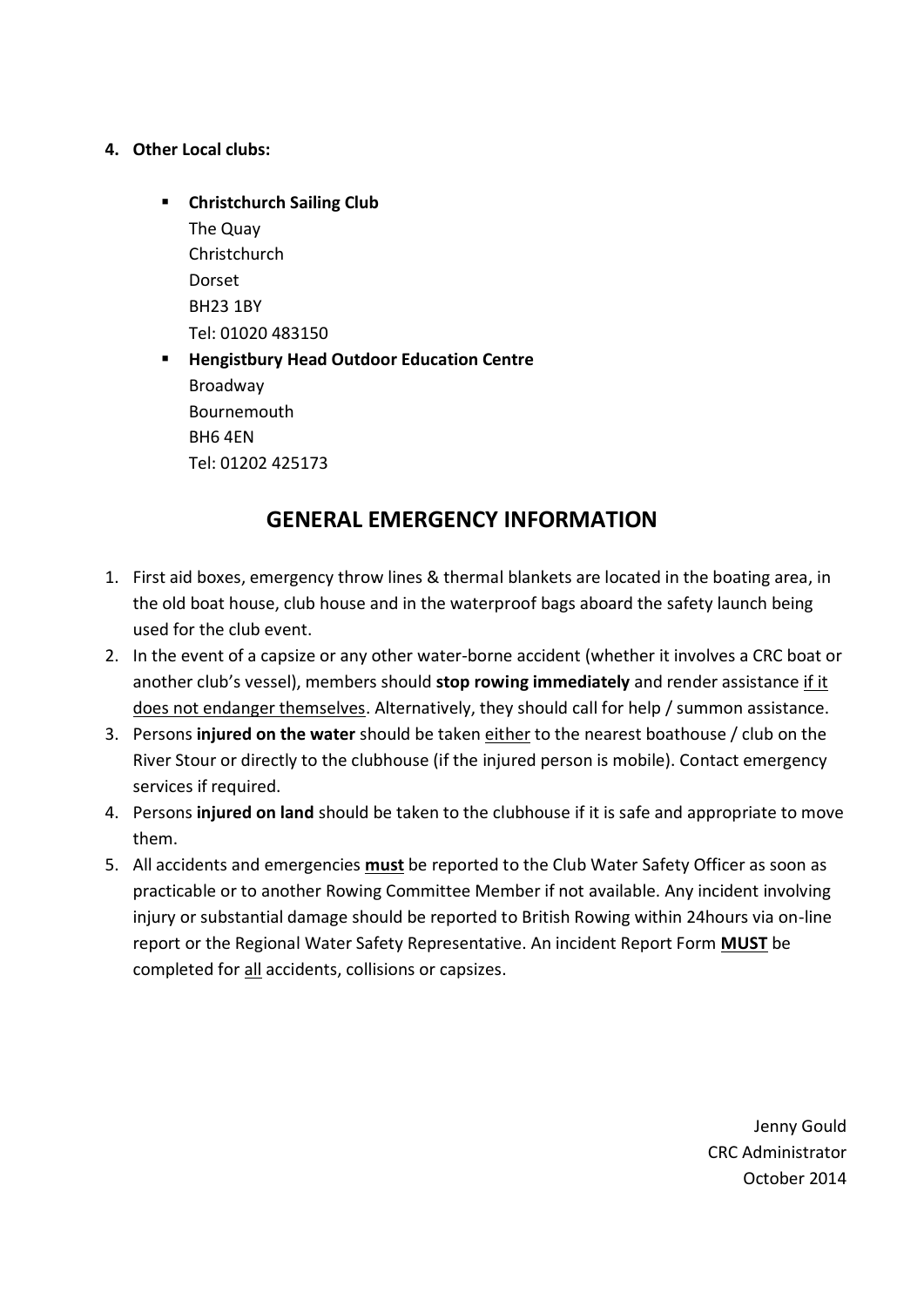**4. Other Local clubs:**

- **Christchurch Sailing Club**
  The Quay
  Christchurch
  Dorset
  BH23 1BY
  Tel: 01020 483150
- **Hengistbury Head Outdoor Education Centre**
  Broadway
  Bournemouth
  BH6 4EN
  Tel: 01202 425173

## GENERAL EMERGENCY INFORMATION

1. First aid boxes, emergency throw lines & thermal blankets are located in the boating area, in the old boat house, club house and in the waterproof bags aboard the safety launch being used for the club event.
2. In the event of a capsize or any other water-borne accident (whether it involves a CRC boat or another club's vessel), members should **stop rowing immediately** and render assistance <u>if it does not endanger themselves</u>. Alternatively, they should call for help / summon assistance.
3. Persons **injured on the water** should be taken <u>either</u> to the nearest boathouse / club on the River Stour or directly to the clubhouse (if the injured person is mobile). Contact emergency services if required.
4. Persons **injured on land** should be taken to the clubhouse if it is safe and appropriate to move them.
5. All accidents and emergencies **<u>must</u>** be reported to the Club Water Safety Officer as soon as practicable or to another Rowing Committee Member if not available. Any incident involving injury or substantial damage should be reported to British Rowing within 24hours via on-line report or the Regional Water Safety Representative. An incident Report Form **<u>MUST</u>** be completed for <u>all</u> accidents, collisions or capsizes.

Jenny Gould
CRC Administrator
October 2014